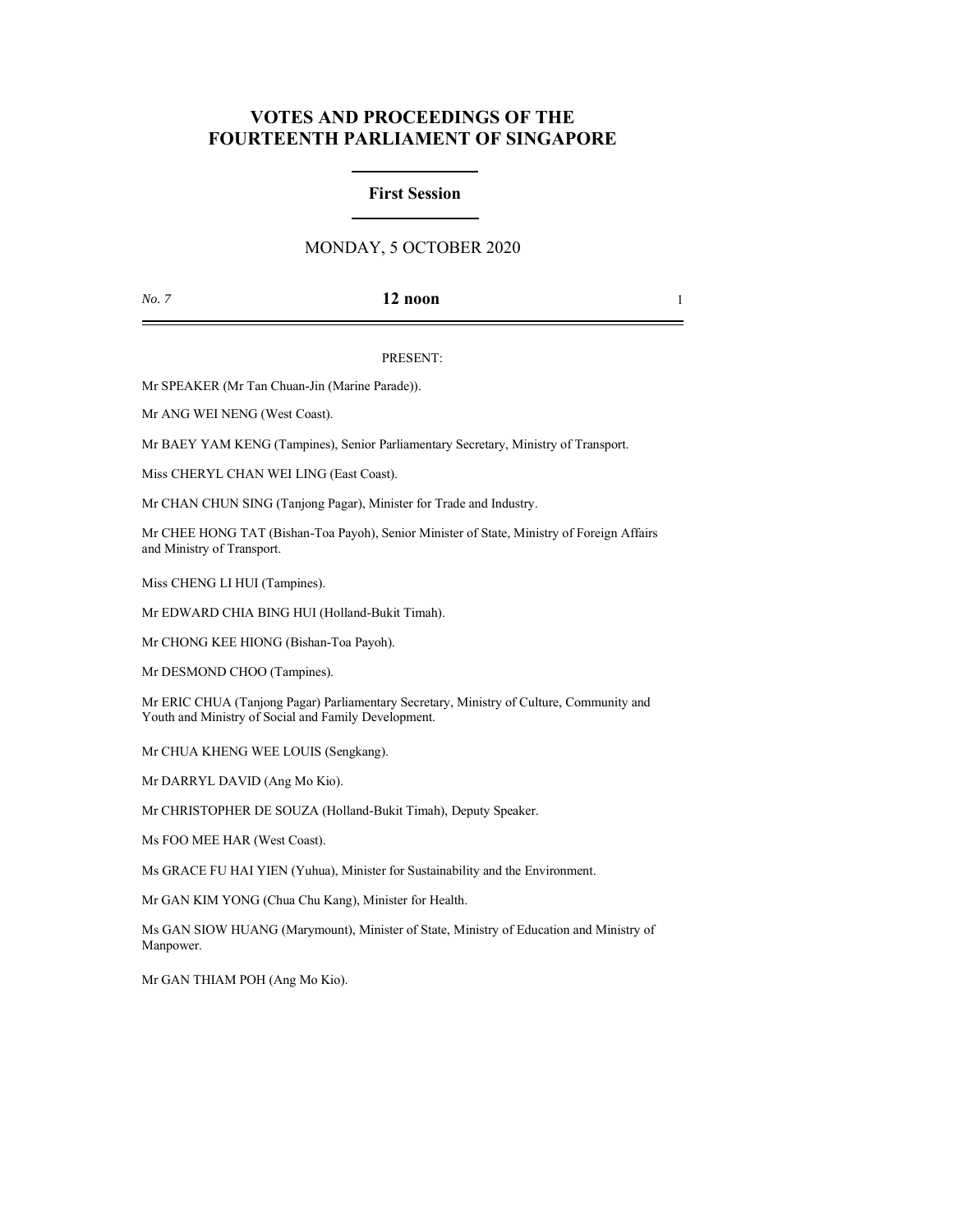# VOTES AND PROCEEDINGS OF THE FOURTEENTH PARLIAMENT OF SINGAPORE

## First Session

MONDAY, 5 OCTOBER 2020

*No. 7* **12 noon**

PRESENT:

Mr SPEAKER (Mr Tan Chuan-Jin (Marine Parade)).

Mr ANG WEI NENG (West Coast).

Mr BAEY YAM KENG (Tampines), Senior Parliamentary Secretary, Ministry of Transport.

Miss CHERYL CHAN WEI LING (East Coast).

Mr CHAN CHUN SING (Tanjong Pagar), Minister for Trade and Industry.

Mr CHEE HONG TAT (Bishan-Toa Payoh), Senior Minister of State, Ministry of Foreign Affairs and Ministry of Transport.

Miss CHENG LI HUI (Tampines).

Mr EDWARD CHIA BING HUI (Holland-Bukit Timah).

Mr CHONG KEE HIONG (Bishan-Toa Payoh).

Mr DESMOND CHOO (Tampines).

Mr ERIC CHUA (Tanjong Pagar) Parliamentary Secretary, Ministry of Culture, Community and Youth and Ministry of Social and Family Development.

Mr CHUA KHENG WEE LOUIS (Sengkang).

Mr DARRYL DAVID (Ang Mo Kio).

Mr CHRISTOPHER DE SOUZA (Holland-Bukit Timah), Deputy Speaker.

Ms FOO MEE HAR (West Coast).

Ms GRACE FU HAI YIEN (Yuhua), Minister for Sustainability and the Environment.

Mr GAN KIM YONG (Chua Chu Kang), Minister for Health.

Ms GAN SIOW HUANG (Marymount), Minister of State, Ministry of Education and Ministry of Manpower.

Mr GAN THIAM POH (Ang Mo Kio).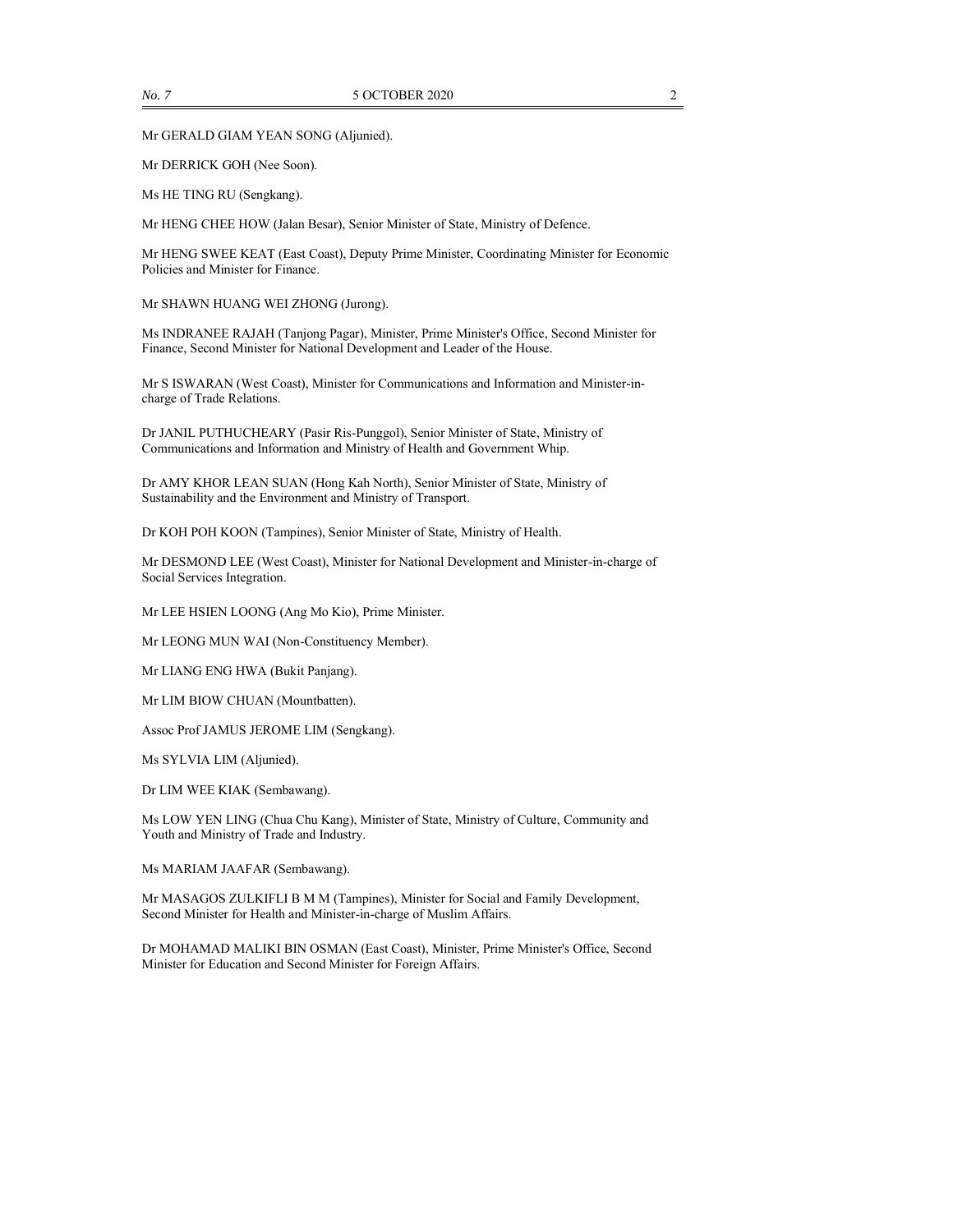Mr GERALD GIAM YEAN SONG (Aljunied).

Mr DERRICK GOH (Nee Soon).

Ms HE TING RU (Sengkang).

Mr HENG CHEE HOW (Jalan Besar), Senior Minister of State, Ministry of Defence.

Mr HENG SWEE KEAT (East Coast), Deputy Prime Minister, Coordinating Minister for Economic Policies and Minister for Finance.

Mr SHAWN HUANG WEI ZHONG (Jurong).

Ms INDRANEE RAJAH (Tanjong Pagar), Minister, Prime Minister's Office, Second Minister for Finance, Second Minister for National Development and Leader of the House.

Mr S ISWARAN (West Coast), Minister for Communications and Information and Minister-in-charge of Trade Relations.

Dr JANIL PUTHUCHEARY (Pasir Ris-Punggol), Senior Minister of State, Ministry of Communications and Information and Ministry of Health and Government Whip.

Dr AMY KHOR LEAN SUAN (Hong Kah North), Senior Minister of State, Ministry of Sustainability and the Environment and Ministry of Transport.

Dr KOH POH KOON (Tampines), Senior Minister of State, Ministry of Health.

Mr DESMOND LEE (West Coast), Minister for National Development and Minister-in-charge of Social Services Integration.

Mr LEE HSIEN LOONG (Ang Mo Kio), Prime Minister.

Mr LEONG MUN WAI (Non-Constituency Member).

Mr LIANG ENG HWA (Bukit Panjang).

Mr LIM BIOW CHUAN (Mountbatten).

Assoc Prof JAMUS JEROME LIM (Sengkang).

Ms SYLVIA LIM (Aljunied).

Dr LIM WEE KIAK (Sembawang).

Ms LOW YEN LING (Chua Chu Kang), Minister of State, Ministry of Culture, Community and Youth and Ministry of Trade and Industry.

Ms MARIAM JAAFAR (Sembawang).

Mr MASAGOS ZULKIFLI B M M (Tampines), Minister for Social and Family Development, Second Minister for Health and Minister-in-charge of Muslim Affairs.

Dr MOHAMAD MALIKI BIN OSMAN (East Coast), Minister, Prime Minister's Office, Second Minister for Education and Second Minister for Foreign Affairs.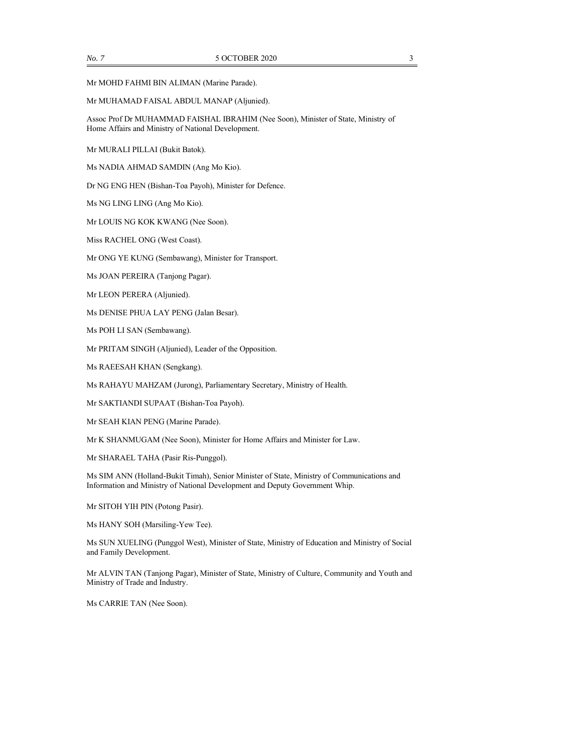Mr MOHD FAHMI BIN ALIMAN (Marine Parade).

Mr MUHAMAD FAISAL ABDUL MANAP (Aljunied).

Assoc Prof Dr MUHAMMAD FAISHAL IBRAHIM (Nee Soon), Minister of State, Ministry of Home Affairs and Ministry of National Development.

Mr MURALI PILLAI (Bukit Batok).

Ms NADIA AHMAD SAMDIN (Ang Mo Kio).

Dr NG ENG HEN (Bishan-Toa Payoh), Minister for Defence.

Ms NG LING LING (Ang Mo Kio).

Mr LOUIS NG KOK KWANG (Nee Soon).

Miss RACHEL ONG (West Coast).

Mr ONG YE KUNG (Sembawang), Minister for Transport.

Ms JOAN PEREIRA (Tanjong Pagar).

Mr LEON PERERA (Aljunied).

Ms DENISE PHUA LAY PENG (Jalan Besar).

Ms POH LI SAN (Sembawang).

Mr PRITAM SINGH (Aljunied), Leader of the Opposition.

Ms RAEESAH KHAN (Sengkang).

Ms RAHAYU MAHZAM (Jurong), Parliamentary Secretary, Ministry of Health.

Mr SAKTIANDI SUPAAT (Bishan-Toa Payoh).

Mr SEAH KIAN PENG (Marine Parade).

Mr K SHANMUGAM (Nee Soon), Minister for Home Affairs and Minister for Law.

Mr SHARAEL TAHA (Pasir Ris-Punggol).

Ms SIM ANN (Holland-Bukit Timah), Senior Minister of State, Ministry of Communications and Information and Ministry of National Development and Deputy Government Whip.

Mr SITOH YIH PIN (Potong Pasir).

Ms HANY SOH (Marsiling-Yew Tee).

Ms SUN XUELING (Punggol West), Minister of State, Ministry of Education and Ministry of Social and Family Development.

Mr ALVIN TAN (Tanjong Pagar), Minister of State, Ministry of Culture, Community and Youth and Ministry of Trade and Industry.

Ms CARRIE TAN (Nee Soon).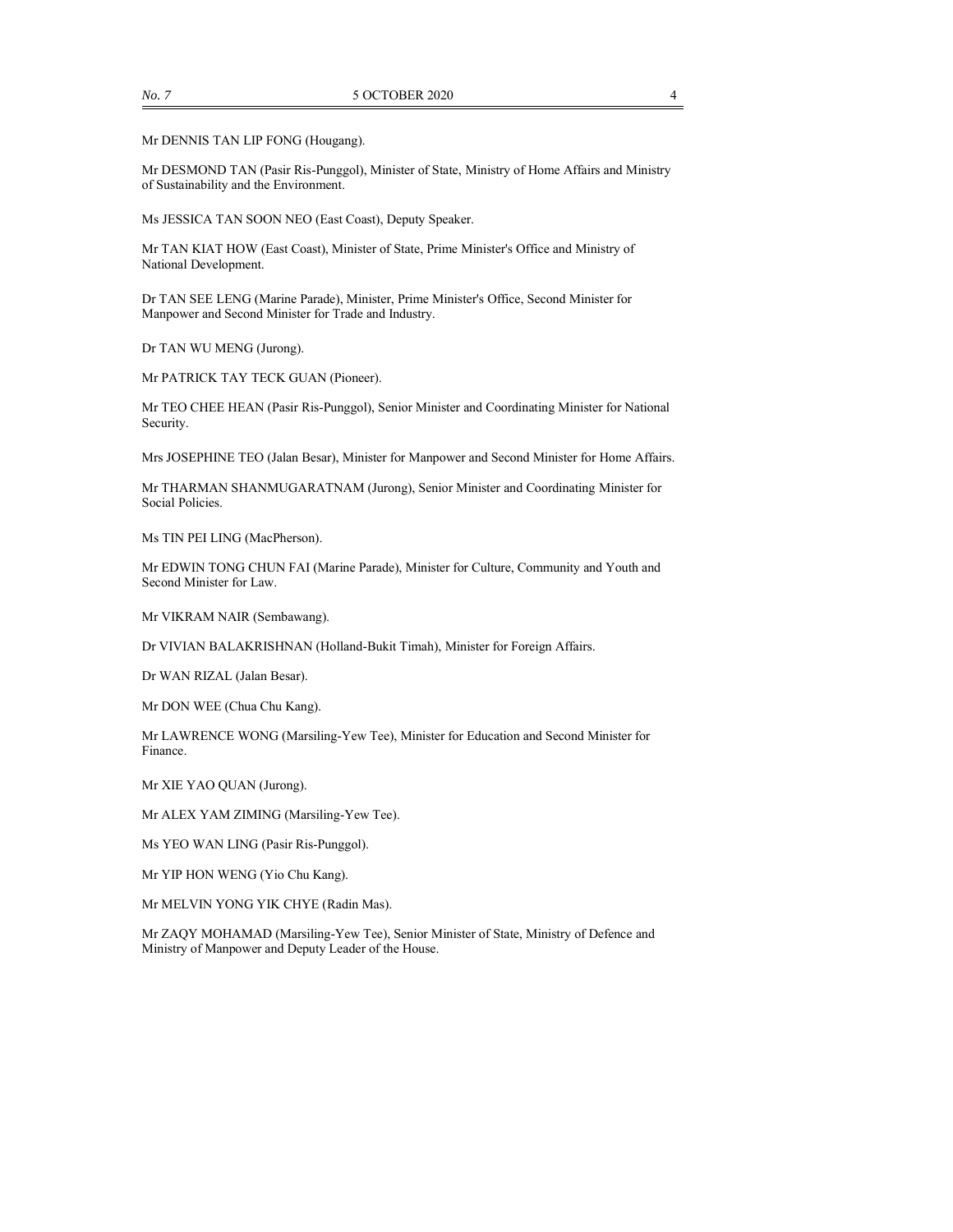Mr DENNIS TAN LIP FONG (Hougang).

Mr DESMOND TAN (Pasir Ris-Punggol), Minister of State, Ministry of Home Affairs and Ministry of Sustainability and the Environment.

Ms JESSICA TAN SOON NEO (East Coast), Deputy Speaker.

Mr TAN KIAT HOW (East Coast), Minister of State, Prime Minister's Office and Ministry of National Development.

Dr TAN SEE LENG (Marine Parade), Minister, Prime Minister's Office, Second Minister for Manpower and Second Minister for Trade and Industry.

Dr TAN WU MENG (Jurong).

Mr PATRICK TAY TECK GUAN (Pioneer).

Mr TEO CHEE HEAN (Pasir Ris-Punggol), Senior Minister and Coordinating Minister for National Security.

Mrs JOSEPHINE TEO (Jalan Besar), Minister for Manpower and Second Minister for Home Affairs.

Mr THARMAN SHANMUGARATNAM (Jurong), Senior Minister and Coordinating Minister for Social Policies.

Ms TIN PEI LING (MacPherson).

Mr EDWIN TONG CHUN FAI (Marine Parade), Minister for Culture, Community and Youth and Second Minister for Law.

Mr VIKRAM NAIR (Sembawang).

Dr VIVIAN BALAKRISHNAN (Holland-Bukit Timah), Minister for Foreign Affairs.

Dr WAN RIZAL (Jalan Besar).

Mr DON WEE (Chua Chu Kang).

Mr LAWRENCE WONG (Marsiling-Yew Tee), Minister for Education and Second Minister for Finance.

Mr XIE YAO QUAN (Jurong).

Mr ALEX YAM ZIMING (Marsiling-Yew Tee).

Ms YEO WAN LING (Pasir Ris-Punggol).

Mr YIP HON WENG (Yio Chu Kang).

Mr MELVIN YONG YIK CHYE (Radin Mas).

Mr ZAQY MOHAMAD (Marsiling-Yew Tee), Senior Minister of State, Ministry of Defence and Ministry of Manpower and Deputy Leader of the House.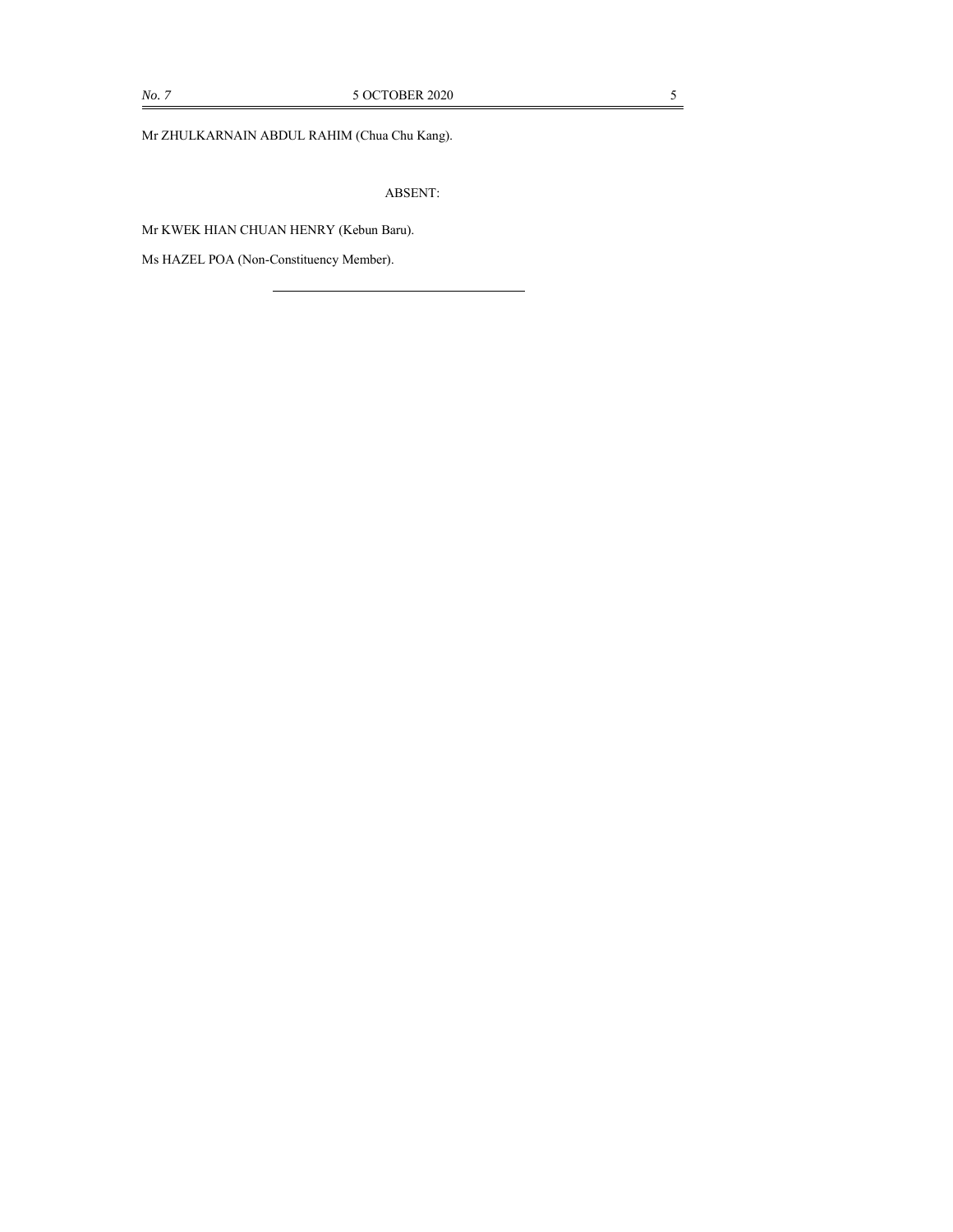Mr ZHULKARNAIN ABDUL RAHIM (Chua Chu Kang).

ABSENT:

Mr KWEK HIAN CHUAN HENRY (Kebun Baru).

Ms HAZEL POA (Non-Constituency Member).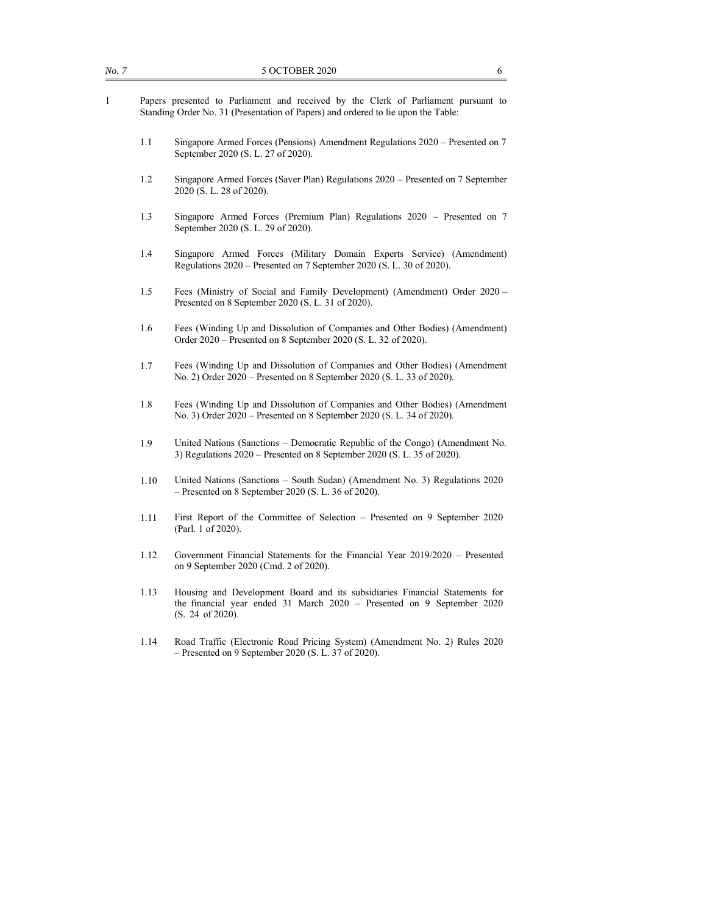1 Papers presented to Parliament and received by the Clerk of Parliament pursuant to Standing Order No. 31 (Presentation of Papers) and ordered to lie upon the Table:

1.1 Singapore Armed Forces (Pensions) Amendment Regulations 2020 – Presented on 7 September 2020 (S. L. 27 of 2020).

1.2 Singapore Armed Forces (Saver Plan) Regulations 2020 – Presented on 7 September 2020 (S. L. 28 of 2020).

1.3 Singapore Armed Forces (Premium Plan) Regulations 2020 – Presented on 7 September 2020 (S. L. 29 of 2020).

1.4 Singapore Armed Forces (Military Domain Experts Service) (Amendment) Regulations 2020 – Presented on 7 September 2020 (S. L. 30 of 2020).

1.5 Fees (Ministry of Social and Family Development) (Amendment) Order 2020 – Presented on 8 September 2020 (S. L. 31 of 2020).

1.6 Fees (Winding Up and Dissolution of Companies and Other Bodies) (Amendment) Order 2020 – Presented on 8 September 2020 (S. L. 32 of 2020).

1.7 Fees (Winding Up and Dissolution of Companies and Other Bodies) (Amendment No. 2) Order 2020 – Presented on 8 September 2020 (S. L. 33 of 2020).

1.8 Fees (Winding Up and Dissolution of Companies and Other Bodies) (Amendment No. 3) Order 2020 – Presented on 8 September 2020 (S. L. 34 of 2020).

1.9 United Nations (Sanctions – Democratic Republic of the Congo) (Amendment No. 3) Regulations 2020 – Presented on 8 September 2020 (S. L. 35 of 2020).

1.10 United Nations (Sanctions – South Sudan) (Amendment No. 3) Regulations 2020 – Presented on 8 September 2020 (S. L. 36 of 2020).

1.11 First Report of the Committee of Selection – Presented on 9 September 2020 (Parl. 1 of 2020).

1.12 Government Financial Statements for the Financial Year 2019/2020 – Presented on 9 September 2020 (Cmd. 2 of 2020).

1.13 Housing and Development Board and its subsidiaries Financial Statements for the financial year ended 31 March 2020 – Presented on 9 September 2020 (S. 24 of 2020).

1.14 Road Traffic (Electronic Road Pricing System) (Amendment No. 2) Rules 2020 – Presented on 9 September 2020 (S. L. 37 of 2020).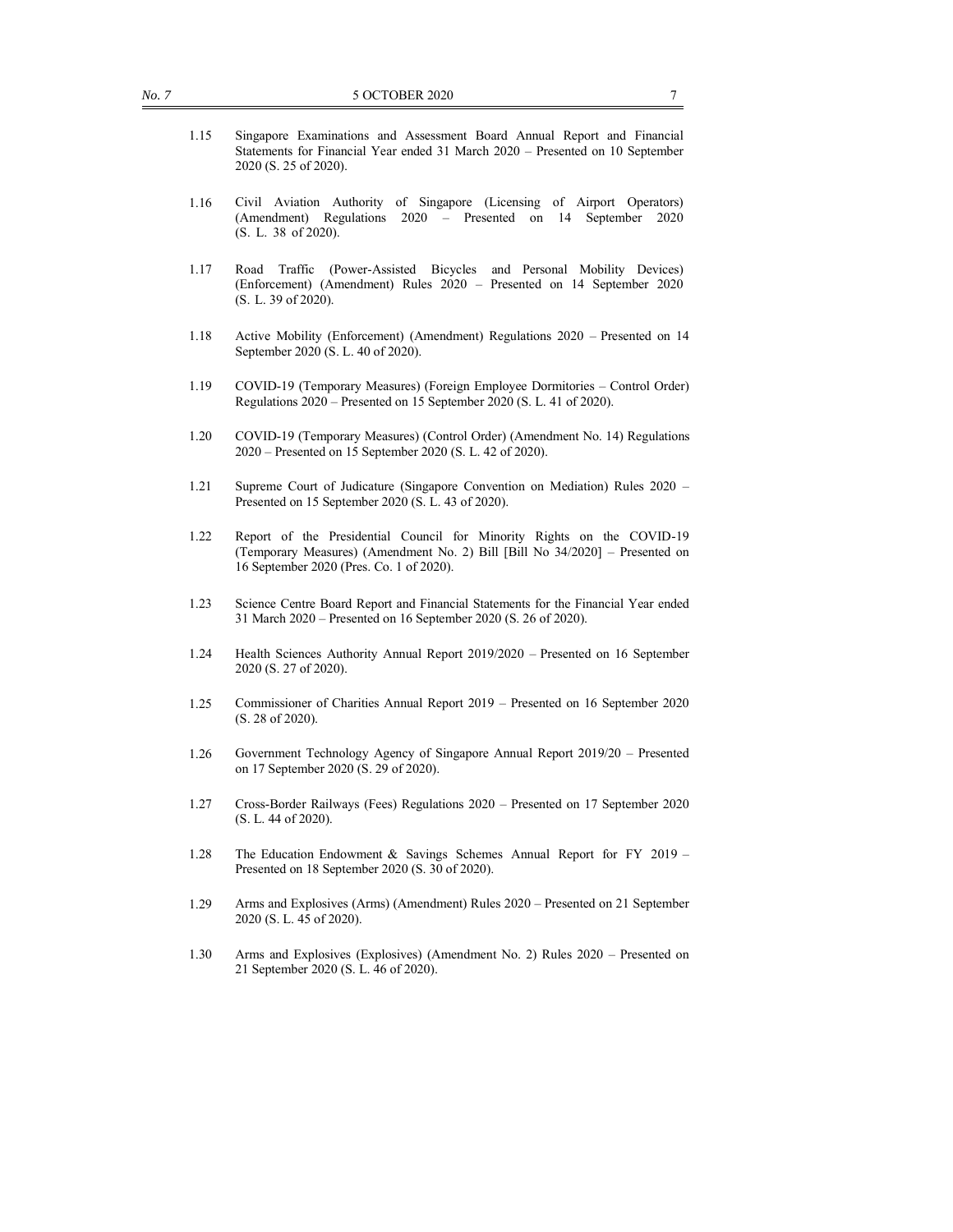1.15 Singapore Examinations and Assessment Board Annual Report and Financial Statements for Financial Year ended 31 March 2020 – Presented on 10 September 2020 (S. 25 of 2020).

1.16 Civil Aviation Authority of Singapore (Licensing of Airport Operators) (Amendment) Regulations 2020 – Presented on 14 September 2020 (S. L. 38 of 2020).

1.17 Road Traffic (Power-Assisted Bicycles and Personal Mobility Devices) (Enforcement) (Amendment) Rules 2020 – Presented on 14 September 2020 (S. L. 39 of 2020).

1.18 Active Mobility (Enforcement) (Amendment) Regulations 2020 – Presented on 14 September 2020 (S. L. 40 of 2020).

1.19 COVID-19 (Temporary Measures) (Foreign Employee Dormitories – Control Order) Regulations 2020 – Presented on 15 September 2020 (S. L. 41 of 2020).

1.20 COVID-19 (Temporary Measures) (Control Order) (Amendment No. 14) Regulations 2020 – Presented on 15 September 2020 (S. L. 42 of 2020).

1.21 Supreme Court of Judicature (Singapore Convention on Mediation) Rules 2020 – Presented on 15 September 2020 (S. L. 43 of 2020).

1.22 Report of the Presidential Council for Minority Rights on the COVID-19 (Temporary Measures) (Amendment No. 2) Bill [Bill No 34/2020] – Presented on 16 September 2020 (Pres. Co. 1 of 2020).

1.23 Science Centre Board Report and Financial Statements for the Financial Year ended 31 March 2020 – Presented on 16 September 2020 (S. 26 of 2020).

1.24 Health Sciences Authority Annual Report 2019/2020 – Presented on 16 September 2020 (S. 27 of 2020).

1.25 Commissioner of Charities Annual Report 2019 – Presented on 16 September 2020 (S. 28 of 2020).

1.26 Government Technology Agency of Singapore Annual Report 2019/20 – Presented on 17 September 2020 (S. 29 of 2020).

1.27 Cross-Border Railways (Fees) Regulations 2020 – Presented on 17 September 2020 (S. L. 44 of 2020).

1.28 The Education Endowment & Savings Schemes Annual Report for FY 2019 – Presented on 18 September 2020 (S. 30 of 2020).

1.29 Arms and Explosives (Arms) (Amendment) Rules 2020 – Presented on 21 September 2020 (S. L. 45 of 2020).

1.30 Arms and Explosives (Explosives) (Amendment No. 2) Rules 2020 – Presented on 21 September 2020 (S. L. 46 of 2020).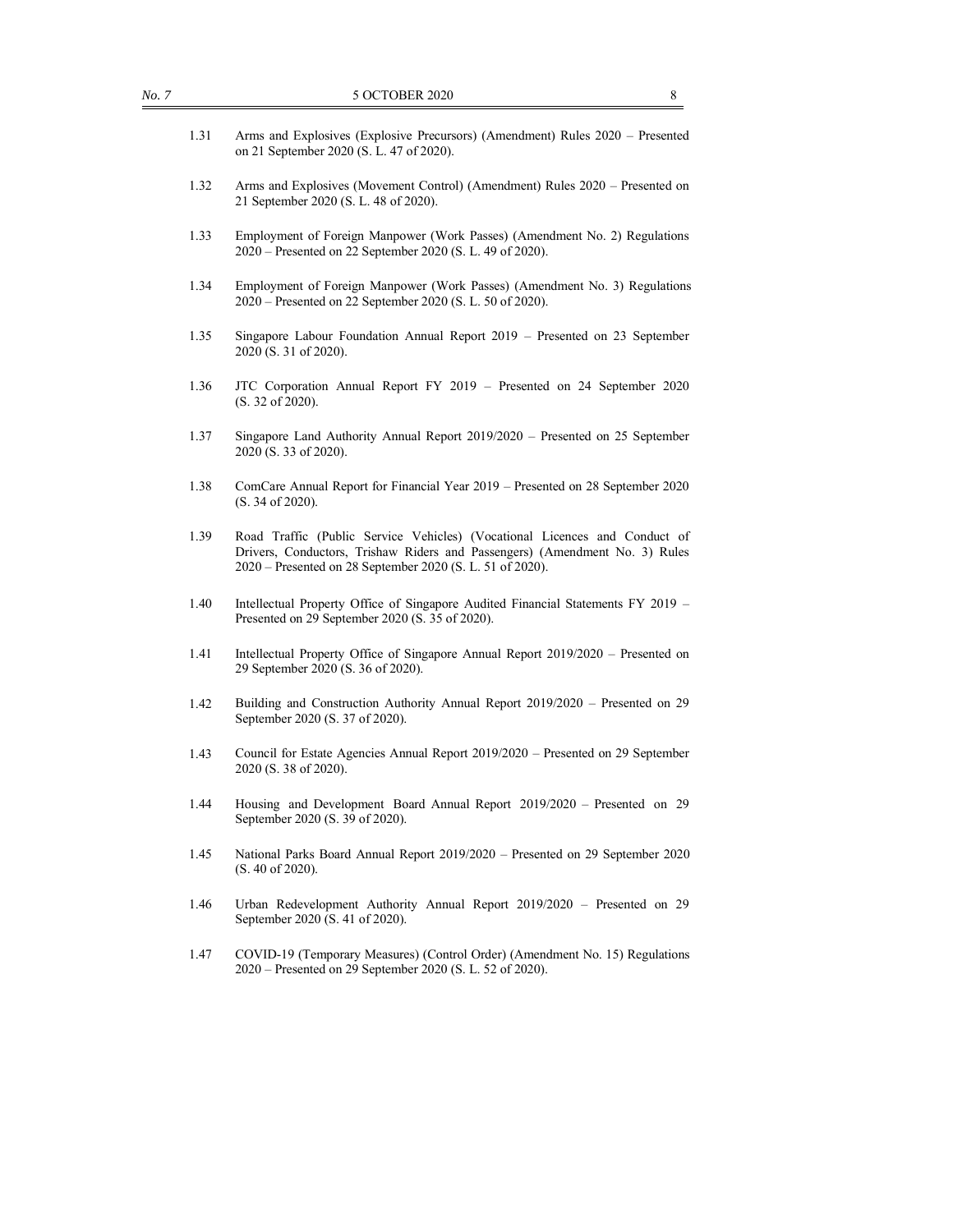1.31 Arms and Explosives (Explosive Precursors) (Amendment) Rules 2020 – Presented on 21 September 2020 (S. L. 47 of 2020).

1.32 Arms and Explosives (Movement Control) (Amendment) Rules 2020 – Presented on 21 September 2020 (S. L. 48 of 2020).

1.33 Employment of Foreign Manpower (Work Passes) (Amendment No. 2) Regulations 2020 – Presented on 22 September 2020 (S. L. 49 of 2020).

1.34 Employment of Foreign Manpower (Work Passes) (Amendment No. 3) Regulations 2020 – Presented on 22 September 2020 (S. L. 50 of 2020).

1.35 Singapore Labour Foundation Annual Report 2019 – Presented on 23 September 2020 (S. 31 of 2020).

1.36 JTC Corporation Annual Report FY 2019 – Presented on 24 September 2020 (S. 32 of 2020).

1.37 Singapore Land Authority Annual Report 2019/2020 – Presented on 25 September 2020 (S. 33 of 2020).

1.38 ComCare Annual Report for Financial Year 2019 – Presented on 28 September 2020 (S. 34 of 2020).

1.39 Road Traffic (Public Service Vehicles) (Vocational Licences and Conduct of Drivers, Conductors, Trishaw Riders and Passengers) (Amendment No. 3) Rules 2020 – Presented on 28 September 2020 (S. L. 51 of 2020).

1.40 Intellectual Property Office of Singapore Audited Financial Statements FY 2019 – Presented on 29 September 2020 (S. 35 of 2020).

1.41 Intellectual Property Office of Singapore Annual Report 2019/2020 – Presented on 29 September 2020 (S. 36 of 2020).

1.42 Building and Construction Authority Annual Report 2019/2020 – Presented on 29 September 2020 (S. 37 of 2020).

1.43 Council for Estate Agencies Annual Report 2019/2020 – Presented on 29 September 2020 (S. 38 of 2020).

1.44 Housing and Development Board Annual Report 2019/2020 – Presented on 29 September 2020 (S. 39 of 2020).

1.45 National Parks Board Annual Report 2019/2020 – Presented on 29 September 2020 (S. 40 of 2020).

1.46 Urban Redevelopment Authority Annual Report 2019/2020 – Presented on 29 September 2020 (S. 41 of 2020).

1.47 COVID-19 (Temporary Measures) (Control Order) (Amendment No. 15) Regulations 2020 – Presented on 29 September 2020 (S. L. 52 of 2020).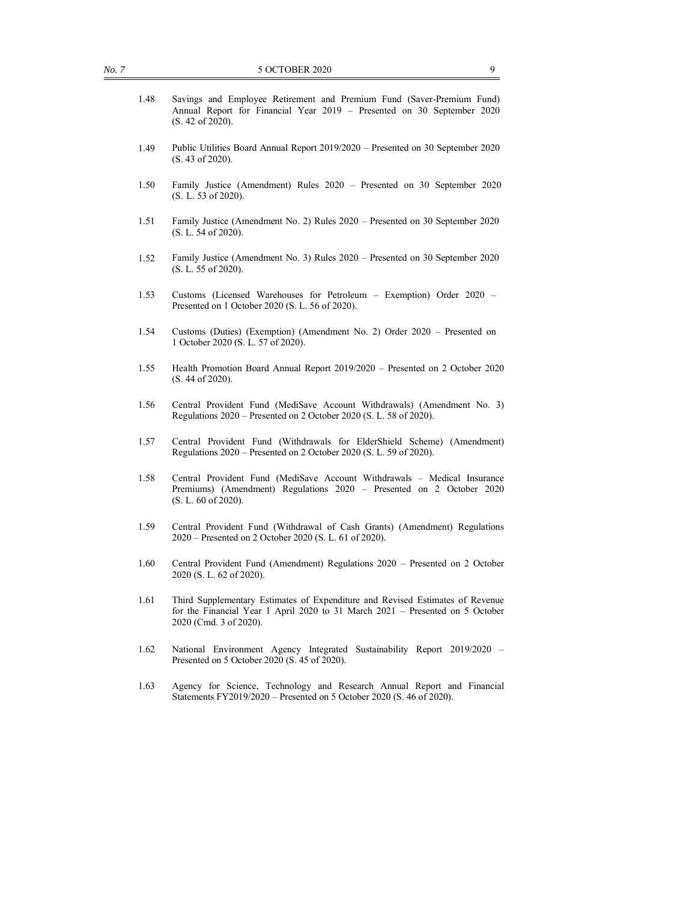1.48 Savings and Employee Retirement and Premium Fund (Saver-Premium Fund) Annual Report for Financial Year 2019 – Presented on 30 September 2020 (S. 42 of 2020).

1.49 Public Utilities Board Annual Report 2019/2020 – Presented on 30 September 2020 (S. 43 of 2020).

1.50 Family Justice (Amendment) Rules 2020 – Presented on 30 September 2020 (S. L. 53 of 2020).

1.51 Family Justice (Amendment No. 2) Rules 2020 – Presented on 30 September 2020 (S. L. 54 of 2020).

1.52 Family Justice (Amendment No. 3) Rules 2020 – Presented on 30 September 2020 (S. L. 55 of 2020).

1.53 Customs (Licensed Warehouses for Petroleum – Exemption) Order 2020 – Presented on 1 October 2020 (S. L. 56 of 2020).

1.54 Customs (Duties) (Exemption) (Amendment No. 2) Order 2020 – Presented on 1 October 2020 (S. L. 57 of 2020).

1.55 Health Promotion Board Annual Report 2019/2020 – Presented on 2 October 2020 (S. 44 of 2020).

1.56 Central Provident Fund (MediSave Account Withdrawals) (Amendment No. 3) Regulations 2020 – Presented on 2 October 2020 (S. L. 58 of 2020).

1.57 Central Provident Fund (Withdrawals for ElderShield Scheme) (Amendment) Regulations 2020 – Presented on 2 October 2020 (S. L. 59 of 2020).

1.58 Central Provident Fund (MediSave Account Withdrawals – Medical Insurance Premiums) (Amendment) Regulations 2020 – Presented on 2 October 2020 (S. L. 60 of 2020).

1.59 Central Provident Fund (Withdrawal of Cash Grants) (Amendment) Regulations 2020 – Presented on 2 October 2020 (S. L. 61 of 2020).

1.60 Central Provident Fund (Amendment) Regulations 2020 – Presented on 2 October 2020 (S. L. 62 of 2020).

1.61 Third Supplementary Estimates of Expenditure and Revised Estimates of Revenue for the Financial Year 1 April 2020 to 31 March 2021 – Presented on 5 October 2020 (Cmd. 3 of 2020).

1.62 National Environment Agency Integrated Sustainability Report 2019/2020 – Presented on 5 October 2020 (S. 45 of 2020).

1.63 Agency for Science, Technology and Research Annual Report and Financial Statements FY2019/2020 – Presented on 5 October 2020 (S. 46 of 2020).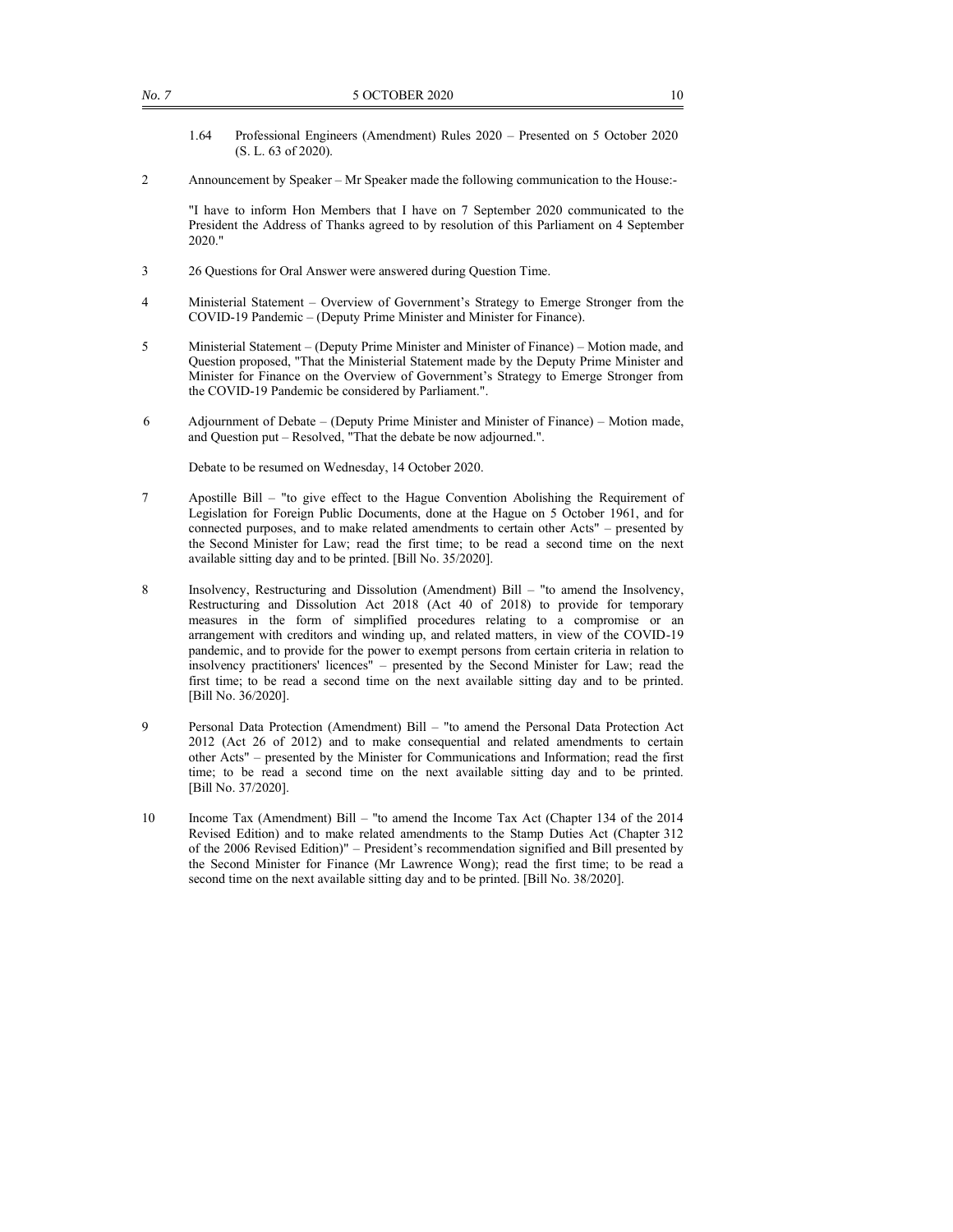1.64 Professional Engineers (Amendment) Rules 2020 – Presented on 5 October 2020 (S. L. 63 of 2020).

2 Announcement by Speaker – Mr Speaker made the following communication to the House:-

"I have to inform Hon Members that I have on 7 September 2020 communicated to the President the Address of Thanks agreed to by resolution of this Parliament on 4 September 2020."

3 26 Questions for Oral Answer were answered during Question Time.

4 Ministerial Statement – Overview of Government's Strategy to Emerge Stronger from the COVID-19 Pandemic – (Deputy Prime Minister and Minister for Finance).

5 Ministerial Statement – (Deputy Prime Minister and Minister of Finance) – Motion made, and Question proposed, "That the Ministerial Statement made by the Deputy Prime Minister and Minister for Finance on the Overview of Government's Strategy to Emerge Stronger from the COVID-19 Pandemic be considered by Parliament.".

6 Adjournment of Debate – (Deputy Prime Minister and Minister of Finance) – Motion made, and Question put – Resolved, "That the debate be now adjourned.".

Debate to be resumed on Wednesday, 14 October 2020.

7 Apostille Bill – "to give effect to the Hague Convention Abolishing the Requirement of Legislation for Foreign Public Documents, done at the Hague on 5 October 1961, and for connected purposes, and to make related amendments to certain other Acts" – presented by the Second Minister for Law; read the first time; to be read a second time on the next available sitting day and to be printed. [Bill No. 35/2020].

8 Insolvency, Restructuring and Dissolution (Amendment) Bill – "to amend the Insolvency, Restructuring and Dissolution Act 2018 (Act 40 of 2018) to provide for temporary measures in the form of simplified procedures relating to a compromise or an arrangement with creditors and winding up, and related matters, in view of the COVID-19 pandemic, and to provide for the power to exempt persons from certain criteria in relation to insolvency practitioners' licences" – presented by the Second Minister for Law; read the first time; to be read a second time on the next available sitting day and to be printed. [Bill No. 36/2020].

9 Personal Data Protection (Amendment) Bill – "to amend the Personal Data Protection Act 2012 (Act 26 of 2012) and to make consequential and related amendments to certain other Acts" – presented by the Minister for Communications and Information; read the first time; to be read a second time on the next available sitting day and to be printed. [Bill No. 37/2020].

10 Income Tax (Amendment) Bill – "to amend the Income Tax Act (Chapter 134 of the 2014 Revised Edition) and to make related amendments to the Stamp Duties Act (Chapter 312 of the 2006 Revised Edition)" – President's recommendation signified and Bill presented by the Second Minister for Finance (Mr Lawrence Wong); read the first time; to be read a second time on the next available sitting day and to be printed. [Bill No. 38/2020].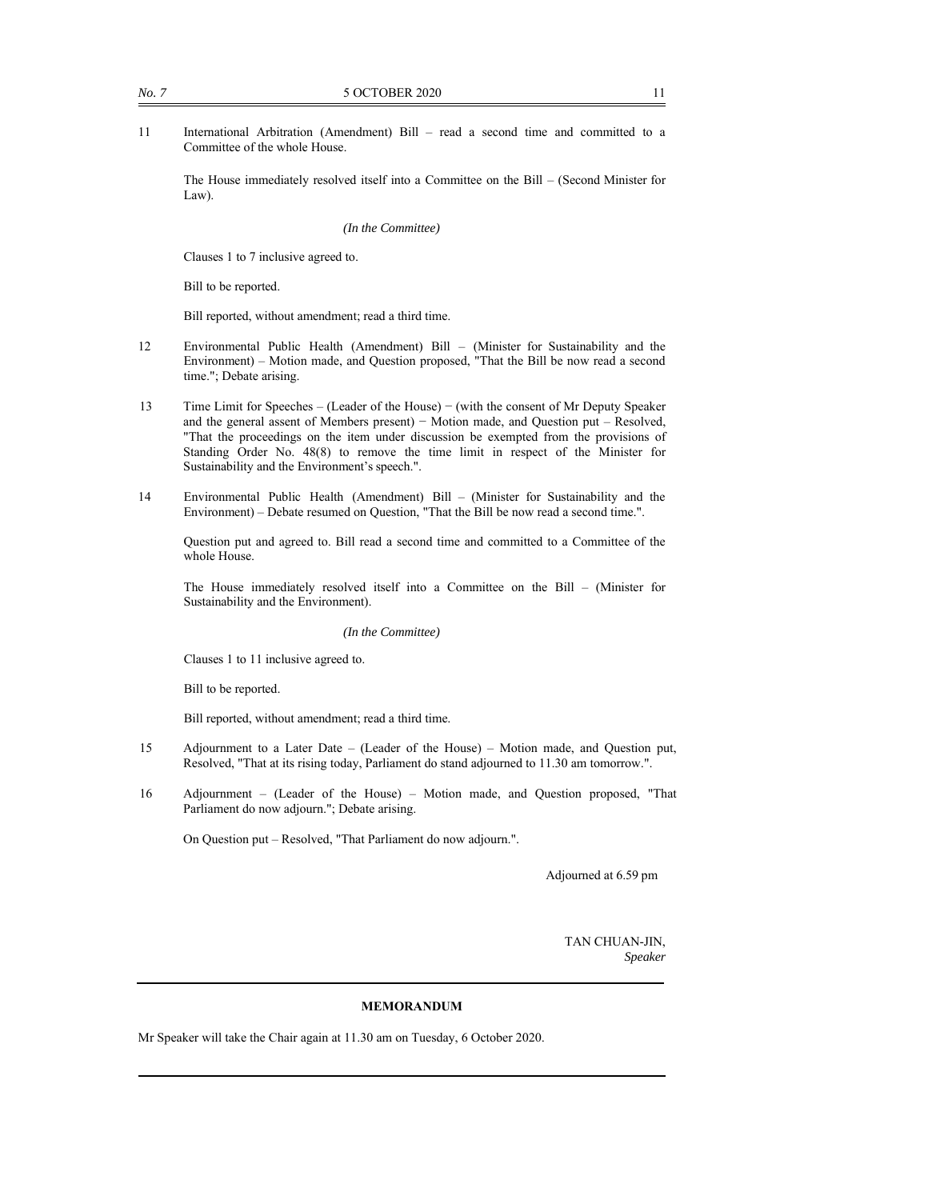11 International Arbitration (Amendment) Bill – read a second time and committed to a Committee of the whole House.

The House immediately resolved itself into a Committee on the Bill – (Second Minister for Law).

*(In the Committee)*

Clauses 1 to 7 inclusive agreed to.

Bill to be reported.

Bill reported, without amendment; read a third time.

12 Environmental Public Health (Amendment) Bill – (Minister for Sustainability and the Environment) – Motion made, and Question proposed, "That the Bill be now read a second time."; Debate arising.

13 Time Limit for Speeches – (Leader of the House) − (with the consent of Mr Deputy Speaker and the general assent of Members present) − Motion made, and Question put – Resolved, "That the proceedings on the item under discussion be exempted from the provisions of Standing Order No. 48(8) to remove the time limit in respect of the Minister for Sustainability and the Environment's speech.".

14 Environmental Public Health (Amendment) Bill – (Minister for Sustainability and the Environment) – Debate resumed on Question, "That the Bill be now read a second time.".

Question put and agreed to. Bill read a second time and committed to a Committee of the whole House.

The House immediately resolved itself into a Committee on the Bill – (Minister for Sustainability and the Environment).

*(In the Committee)*

Clauses 1 to 11 inclusive agreed to.

Bill to be reported.

Bill reported, without amendment; read a third time.

15 Adjournment to a Later Date – (Leader of the House) – Motion made, and Question put, Resolved, "That at its rising today, Parliament do stand adjourned to 11.30 am tomorrow.".

16 Adjournment – (Leader of the House) – Motion made, and Question proposed, "That Parliament do now adjourn."; Debate arising.

On Question put – Resolved, "That Parliament do now adjourn.".

Adjourned at 6.59 pm

TAN CHUAN-JIN,
*Speaker*

---

**MEMORANDUM**

Mr Speaker will take the Chair again at 11.30 am on Tuesday, 6 October 2020.

---